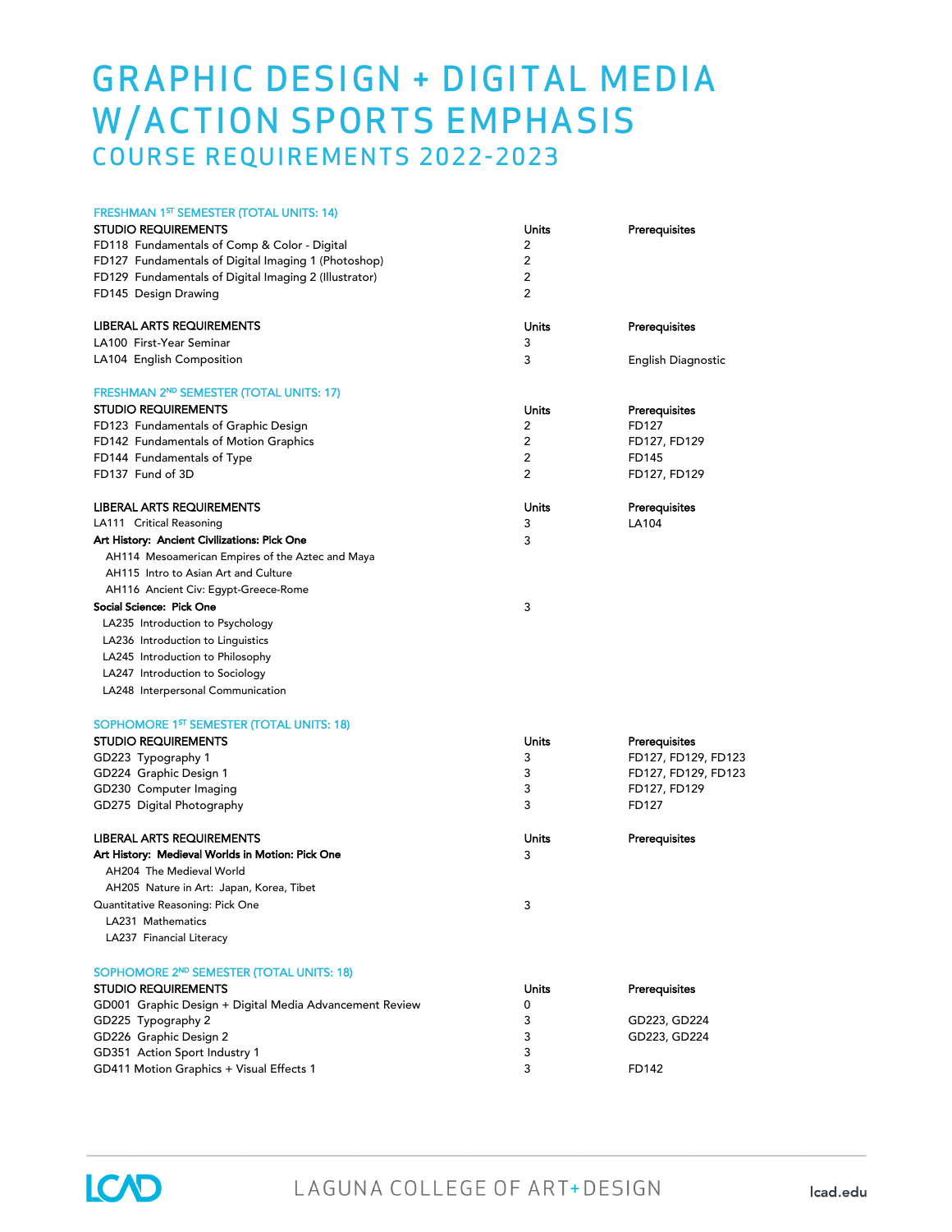# GRAPHIC DESIGN + DIGITAL MEDIA W/ACTION SPORTS EMPHASIS

## COURSE REQUIREMENTS 2022-2023

### FRESHMAN 1ST SEMESTER (TOTAL UNITS: 14)

| STUDIO REQUIREMENTS | Units | Prerequisites |
|---|---|---|
| FD118 Fundamentals of Comp & Color - Digital | 2 | |
| FD127 Fundamentals of Digital Imaging 1 (Photoshop) | 2 | |
| FD129 Fundamentals of Digital Imaging 2 (Illustrator) | 2 | |
| FD145 Design Drawing | 2 | |

| LIBERAL ARTS REQUIREMENTS | Units | Prerequisites |
|---|---|---|
| LA100 First-Year Seminar | 3 | |
| LA104 English Composition | 3 | English Diagnostic |

### FRESHMAN 2ND SEMESTER (TOTAL UNITS: 17)

| STUDIO REQUIREMENTS | Units | Prerequisites |
|---|---|---|
| FD123 Fundamentals of Graphic Design | 2 | FD127 |
| FD142 Fundamentals of Motion Graphics | 2 | FD127, FD129 |
| FD144 Fundamentals of Type | 2 | FD145 |
| FD137 Fund of 3D | 2 | FD127, FD129 |

| LIBERAL ARTS REQUIREMENTS | Units | Prerequisites |
|---|---|---|
| LA111 Critical Reasoning | 3 | LA104 |
| **Art History: Ancient Civilizations: Pick One** | 3 | |
| AH114 Mesoamerican Empires of the Aztec and Maya | | |
| AH115 Intro to Asian Art and Culture | | |
| AH116 Ancient Civ: Egypt-Greece-Rome | | |
| **Social Science: Pick One** | 3 | |
| LA235 Introduction to Psychology | | |
| LA236 Introduction to Linguistics | | |
| LA245 Introduction to Philosophy | | |
| LA247 Introduction to Sociology | | |
| LA248 Interpersonal Communication | | |

### SOPHOMORE 1ST SEMESTER (TOTAL UNITS: 18)

| STUDIO REQUIREMENTS | Units | Prerequisites |
|---|---|---|
| GD223 Typography 1 | 3 | FD127, FD129, FD123 |
| GD224 Graphic Design 1 | 3 | FD127, FD129, FD123 |
| GD230 Computer Imaging | 3 | FD127, FD129 |
| GD275 Digital Photography | 3 | FD127 |

| LIBERAL ARTS REQUIREMENTS | Units | Prerequisites |
|---|---|---|
| **Art History: Medieval Worlds in Motion: Pick One** | 3 | |
| AH204 The Medieval World | | |
| AH205 Nature in Art: Japan, Korea, Tibet | | |
| Quantitative Reasoning: Pick One | 3 | |
| LA231 Mathematics | | |
| LA237 Financial Literacy | | |

### SOPHOMORE 2ND SEMESTER (TOTAL UNITS: 18)

| STUDIO REQUIREMENTS | Units | Prerequisites |
|---|---|---|
| GD001 Graphic Design + Digital Media Advancement Review | 0 | |
| GD225 Typography 2 | 3 | GD223, GD224 |
| GD226 Graphic Design 2 | 3 | GD223, GD224 |
| GD351 Action Sport Industry 1 | 3 | |
| GD411 Motion Graphics + Visual Effects 1 | 3 | FD142 |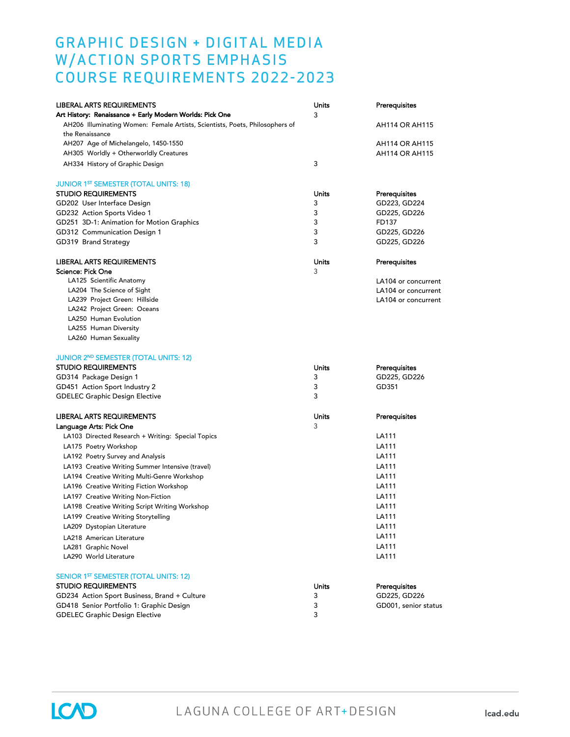# GRAPHIC DESIGN + DIGITAL MEDIA W/ACTION SPORTS EMPHASIS COURSE REQUIREMENTS 2022-2023

| LIBERAL ARTS REQUIREMENTS | Units | Prerequisites |
|---|---|---|
| **Art History: Renaissance + Early Modern Worlds: Pick One** | 3 | |
| AH206 Illuminating Women: Female Artists, Scientists, Poets, Philosophers of the Renaissance | | AH114 OR AH115 |
| AH207 Age of Michelangelo, 1450-1550 | | AH114 OR AH115 |
| AH305 Worldly + Otherworldly Creatures | | AH114 OR AH115 |
| AH334 History of Graphic Design | 3 | |

## JUNIOR 1ST SEMESTER (TOTAL UNITS: 18)

| STUDIO REQUIREMENTS | Units | Prerequisites |
|---|---|---|
| GD202 User Interface Design | 3 | GD223, GD224 |
| GD232 Action Sports Video 1 | 3 | GD225, GD226 |
| GD251 3D-1: Animation for Motion Graphics | 3 | FD137 |
| GD312 Communication Design 1 | 3 | GD225, GD226 |
| GD319 Brand Strategy | 3 | GD225, GD226 |

| LIBERAL ARTS REQUIREMENTS | Units | Prerequisites |
|---|---|---|
| **Science: Pick One** | 3 | |
| LA125 Scientific Anatomy | | LA104 or concurrent |
| LA204 The Science of Sight | | LA104 or concurrent |
| LA239 Project Green: Hillside | | LA104 or concurrent |
| LA242 Project Green: Oceans | | |
| LA250 Human Evolution | | |
| LA255 Human Diversity | | |
| LA260 Human Sexuality | | |

## JUNIOR 2ND SEMESTER (TOTAL UNITS: 12)

| STUDIO REQUIREMENTS | Units | Prerequisites |
|---|---|---|
| GD314 Package Design 1 | 3 | GD225, GD226 |
| GD451 Action Sport Industry 2 | 3 | GD351 |
| GDELEC Graphic Design Elective | 3 | |

| LIBERAL ARTS REQUIREMENTS | Units | Prerequisites |
|---|---|---|
| **Language Arts: Pick One** | 3 | |
| LA103 Directed Research + Writing: Special Topics | | LA111 |
| LA175 Poetry Workshop | | LA111 |
| LA192 Poetry Survey and Analysis | | LA111 |
| LA193 Creative Writing Summer Intensive (travel) | | LA111 |
| LA194 Creative Writing Multi-Genre Workshop | | LA111 |
| LA196 Creative Writing Fiction Workshop | | LA111 |
| LA197 Creative Writing Non-Fiction | | LA111 |
| LA198 Creative Writing Script Writing Workshop | | LA111 |
| LA199 Creative Writing Storytelling | | LA111 |
| LA209 Dystopian Literature | | LA111 |
| LA218 American Literature | | LA111 |
| LA281 Graphic Novel | | LA111 |
| LA290 World Literature | | LA111 |

## SENIOR 1ST SEMESTER (TOTAL UNITS: 12)

| STUDIO REQUIREMENTS | Units | Prerequisites |
|---|---|---|
| GD234 Action Sport Business, Brand + Culture | 3 | GD225, GD226 |
| GD418 Senior Portfolio 1: Graphic Design | 3 | GD001, senior status |
| GDELEC Graphic Design Elective | 3 | |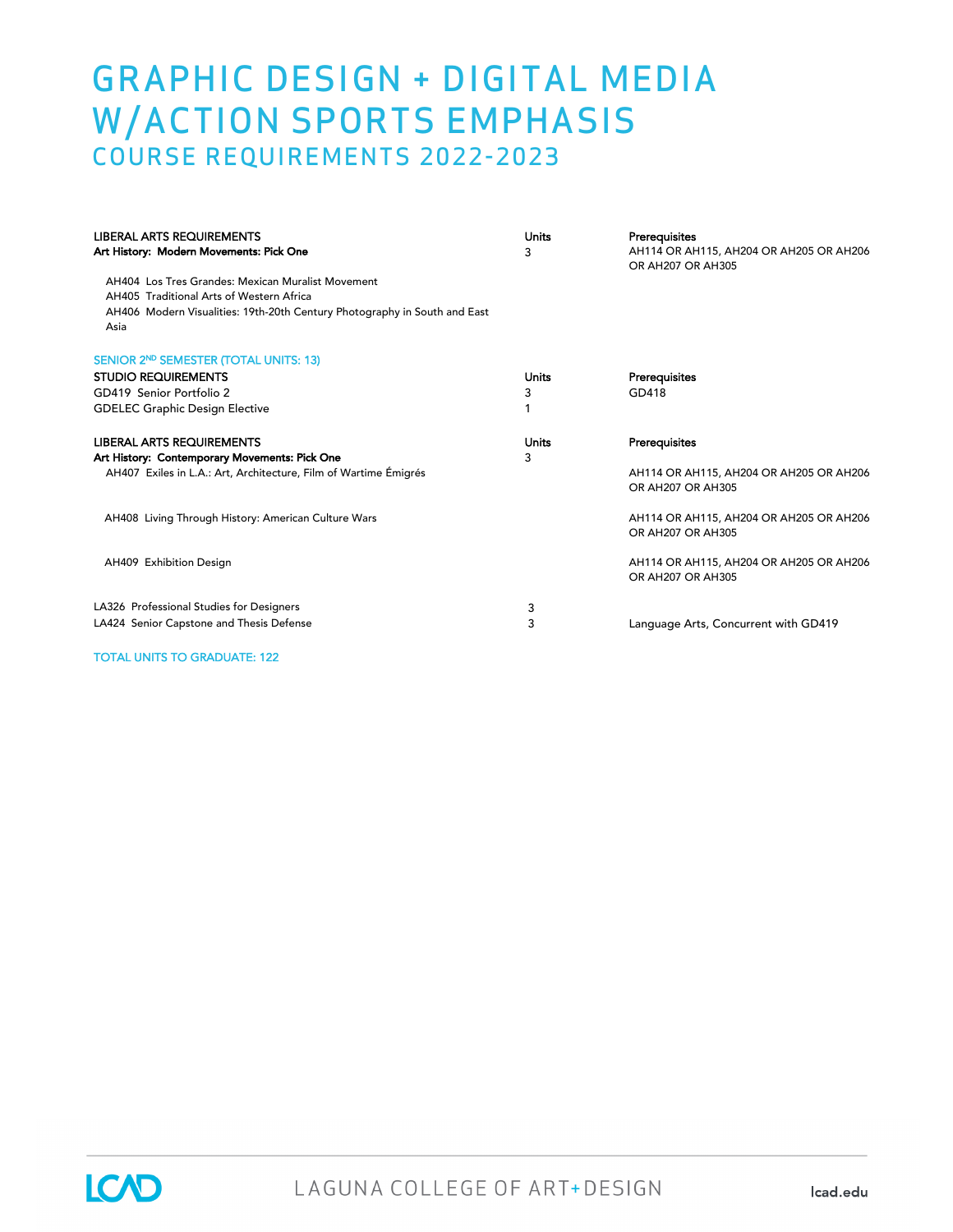# GRAPHIC DESIGN + DIGITAL MEDIA W/ACTION SPORTS EMPHASIS

## COURSE REQUIREMENTS 2022-2023

| LIBERAL ARTS REQUIREMENTS | Units | Prerequisites |
|---|---|---|
| **Art History: Modern Movements: Pick One** | 3 | AH114 OR AH115, AH204 OR AH205 OR AH206 OR AH207 OR AH305 |
| AH404 Los Tres Grandes: Mexican Muralist Movement | | |
| AH405 Traditional Arts of Western Africa | | |
| AH406 Modern Visualities: 19th-20th Century Photography in South and East Asia | | |

### SENIOR 2ND SEMESTER (TOTAL UNITS: 13)

| STUDIO REQUIREMENTS | Units | Prerequisites |
|---|---|---|
| GD419 Senior Portfolio 2 | 3 | GD418 |
| GDELEC Graphic Design Elective | 1 | |

| LIBERAL ARTS REQUIREMENTS | Units | Prerequisites |
|---|---|---|
| **Art History: Contemporary Movements: Pick One** | 3 | |
| AH407 Exiles in L.A.: Art, Architecture, Film of Wartime Émigrés | | AH114 OR AH115, AH204 OR AH205 OR AH206 OR AH207 OR AH305 |
| AH408 Living Through History: American Culture Wars | | AH114 OR AH115, AH204 OR AH205 OR AH206 OR AH207 OR AH305 |
| AH409 Exhibition Design | | AH114 OR AH115, AH204 OR AH205 OR AH206 OR AH207 OR AH305 |
| LA326 Professional Studies for Designers | 3 | |
| LA424 Senior Capstone and Thesis Defense | 3 | Language Arts, Concurrent with GD419 |

**TOTAL UNITS TO GRADUATE: 122**